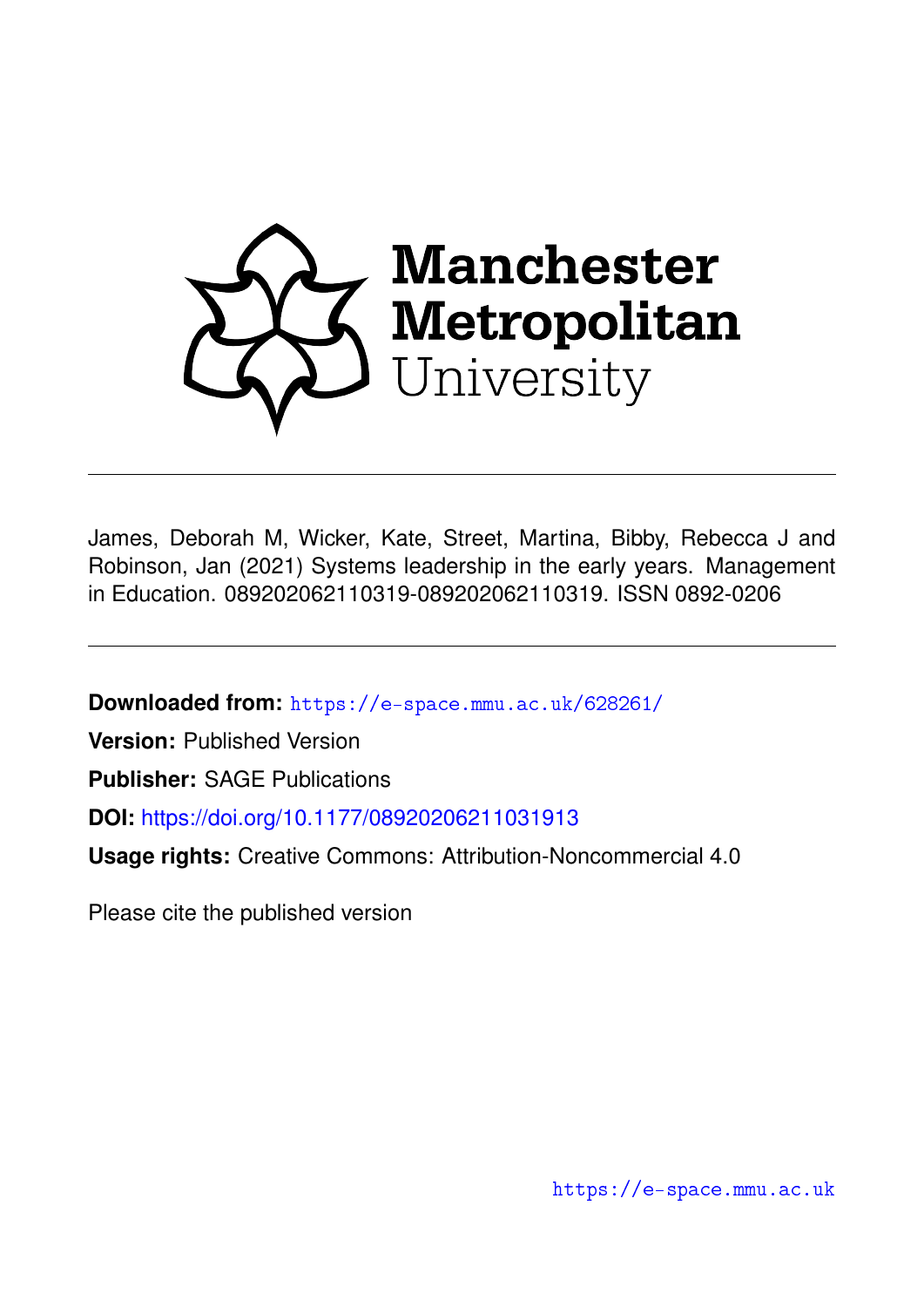Manchester Metropolitan University

James, Deborah M, Wicker, Kate, Street, Martina, Bibby, Rebecca J and Robinson, Jan (2021) Systems leadership in the early years. Management in Education. 089202062110319-089202062110319. ISSN 0892-0206

**Downloaded from:** https://e-space.mmu.ac.uk/628261/

**Version:** Published Version

**Publisher:** SAGE Publications

**DOI:** https://doi.org/10.1177/08920206211031913

**Usage rights:** Creative Commons: Attribution-Noncommercial 4.0

Please cite the published version

https://e-space.mmu.ac.uk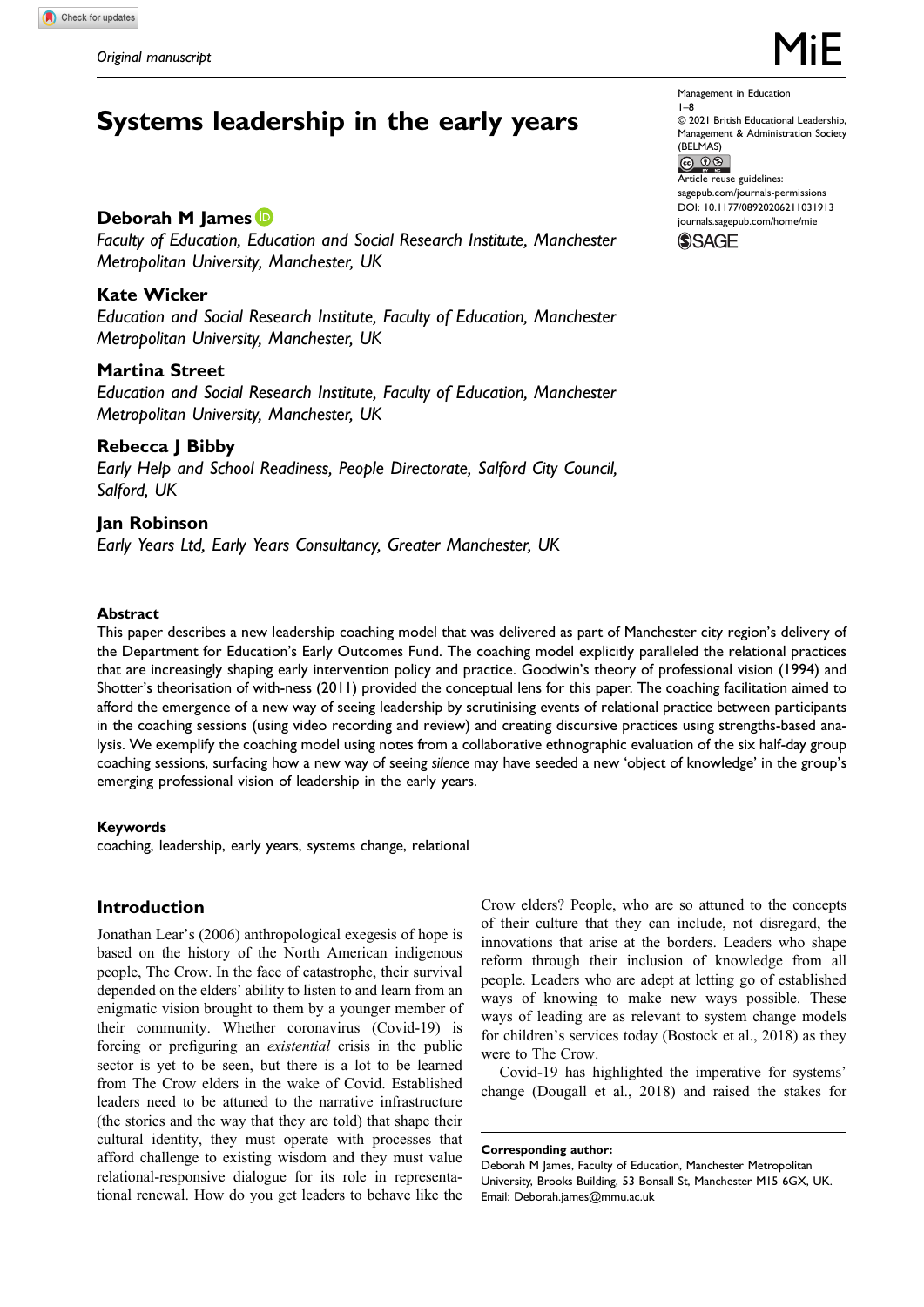Original manuscript

# Systems leadership in the early years

**Deborah M James**
*Faculty of Education, Education and Social Research Institute, Manchester Metropolitan University, Manchester, UK*

**Kate Wicker**
*Education and Social Research Institute, Faculty of Education, Manchester Metropolitan University, Manchester, UK*

**Martina Street**
*Education and Social Research Institute, Faculty of Education, Manchester Metropolitan University, Manchester, UK*

**Rebecca J Bibby**
*Early Help and School Readiness, People Directorate, Salford City Council, Salford, UK*

**Jan Robinson**
*Early Years Ltd, Early Years Consultancy, Greater Manchester, UK*

Management in Education
1–8
© 2021 British Educational Leadership, Management & Administration Society (BELMAS)
Article reuse guidelines: sagepub.com/journals-permissions
DOI: 10.1177/08920206211031913
journals.sagepub.com/home/mie

## Abstract

This paper describes a new leadership coaching model that was delivered as part of Manchester city region's delivery of the Department for Education's Early Outcomes Fund. The coaching model explicitly paralleled the relational practices that are increasingly shaping early intervention policy and practice. Goodwin's theory of professional vision (1994) and Shotter's theorisation of with-ness (2011) provided the conceptual lens for this paper. The coaching facilitation aimed to afford the emergence of a new way of seeing leadership by scrutinising events of relational practice between participants in the coaching sessions (using video recording and review) and creating discursive practices using strengths-based analysis. We exemplify the coaching model using notes from a collaborative ethnographic evaluation of the six half-day group coaching sessions, surfacing how a new way of seeing *silence* may have seeded a new 'object of knowledge' in the group's emerging professional vision of leadership in the early years.

### Keywords

coaching, leadership, early years, systems change, relational

## Introduction

Jonathan Lear's (2006) anthropological exegesis of hope is based on the history of the North American indigenous people, The Crow. In the face of catastrophe, their survival depended on the elders' ability to listen to and learn from an enigmatic vision brought to them by a younger member of their community. Whether coronavirus (Covid-19) is forcing or prefiguring an *existential* crisis in the public sector is yet to be seen, but there is a lot to be learned from The Crow elders in the wake of Covid. Established leaders need to be attuned to the narrative infrastructure (the stories and the way that they are told) that shape their cultural identity, they must operate with processes that afford challenge to existing wisdom and they must value relational-responsive dialogue for its role in representational renewal. How do you get leaders to behave like the Crow elders? People, who are so attuned to the concepts of their culture that they can include, not disregard, the innovations that arise at the borders. Leaders who shape reform through their inclusion of knowledge from all people. Leaders who are adept at letting go of established ways of knowing to make new ways possible. These ways of leading are as relevant to system change models for children's services today (Bostock et al., 2018) as they were to The Crow.

Covid-19 has highlighted the imperative for systems' change (Dougall et al., 2018) and raised the stakes for

**Corresponding author:**
Deborah M James, Faculty of Education, Manchester Metropolitan University, Brooks Building, 53 Bonsall St, Manchester M15 6GX, UK.
Email: Deborah.james@mmu.ac.uk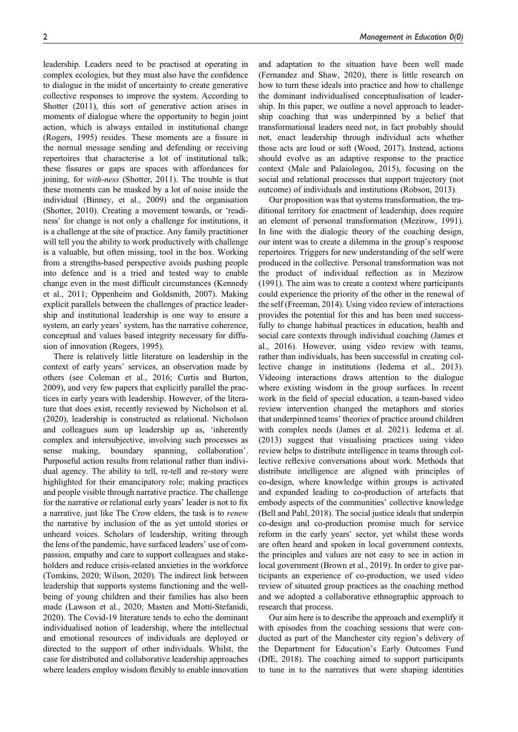leadership. Leaders need to be practised at operating in complex ecologies, but they must also have the confidence to dialogue in the midst of uncertainty to create generative collective responses to improve the system. According to Shotter (2011), this sort of generative action arises in moments of dialogue where the opportunity to begin joint action, which is always entailed in institutional change (Rogers, 1995) resides. These moments are a fissure in the normal message sending and defending or receiving repertoires that characterise a lot of institutional talk; these fissures or gaps are spaces with affordances for joining, for *with-ness* (Shotter, 2011). The trouble is that these moments can be masked by a lot of noise inside the individual (Binney, et al., 2009) and the organisation (Shotter, 2010). Creating a movement towards, or 'readiness' for change is not only a challenge for institutions, it is a challenge at the site of practice. Any family practitioner will tell you the ability to work productively with challenge is a valuable, but often missing, tool in the box. Working from a strengths-based perspective avoids pushing people into defence and is a tried and tested way to enable change even in the most difficult circumstances (Kennedy et al., 2011; Oppenheim and Goldsmith, 2007). Making explicit parallels between the challenges of practice leadership and institutional leadership is one way to ensure a system, an early years' system, has the narrative coherence, conceptual and values based integrity necessary for diffusion of innovation (Rogers, 1995).

There is relatively little literature on leadership in the context of early years' services, an observation made by others (see Coleman et al., 2016; Curtis and Burton, 2009), and very few papers that explicitly parallel the practices in early years with leadership. However, of the literature that does exist, recently reviewed by Nicholson et al. (2020), leadership is constructed as relational. Nicholson and colleagues sum up leadership up as, 'inherently complex and intersubjective, involving such processes as sense making, boundary spanning, collaboration'. Purposeful action results from relational rather than individual agency. The ability to tell, re-tell and re-story were highlighted for their emancipatory role; making practices and people visible through narrative practice. The challenge for the narrative or relational early years' leader is not to fix a narrative, just like The Crow elders, the task is to *renew* the narrative by inclusion of the as yet untold stories or unheard voices. Scholars of leadership, writing through the lens of the pandemic, have surfaced leaders' use of compassion, empathy and care to support colleagues and stakeholders and reduce crisis-related anxieties in the workforce (Tomkins, 2020; Wilson, 2020). The indirect link between leadership that supports systems functioning and the wellbeing of young children and their families has also been made (Lawson et al., 2020; Masten and Motti-Stefanidi, 2020). The Covid-19 literature tends to echo the dominant individualised notion of leadership, where the intellectual and emotional resources of individuals are deployed or directed to the support of other individuals. Whilst, the case for distributed and collaborative leadership approaches where leaders employ wisdom flexibly to enable innovation and adaptation to the situation have been well made (Fernandez and Shaw, 2020), there is little research on how to turn these ideals into practice and how to challenge the dominant individualised conceptualisation of leadership. In this paper, we outline a novel approach to leadership coaching that was underpinned by a belief that transformational leaders need not, in fact probably should not, enact leadership through individual acts whether those acts are loud or soft (Wood, 2017). Instead, actions should evolve as an adaptive response to the practice context (Male and Palaiologou, 2015), focusing on the social and relational processes that support trajectory (not outcome) of individuals and institutions (Robson, 2013).

Our proposition was that systems transformation, the traditional territory for enactment of leadership, does require an element of personal transformation (Mezirow, 1991). In line with the dialogic theory of the coaching design, our intent was to create a dilemma in the group's response repertoires. Triggers for new understanding of the self were produced in the collective. Personal transformation was not the product of individual reflection as in Mezirow (1991). The aim was to create a context where participants could experience the priority of the other in the renewal of the self (Freeman, 2014). Using video review of interactions provides the potential for this and has been used successfully to change habitual practices in education, health and social care contexts through individual coaching (James et al., 2016). However, using video review with teams, rather than individuals, has been successful in creating collective change in institutions (Iedema et al., 2013). Videoing interactions draws attention to the dialogue where existing wisdom in the group surfaces. In recent work in the field of special education, a team-based video review intervention changed the metaphors and stories that underpinned teams' theories of practice around children with complex needs (James et al. 2021). Iedema et al. (2013) suggest that visualising practices using video review helps to distribute intelligence in teams through collective reflexive conversations about work. Methods that distribute intelligence are aligned with principles of co-design, where knowledge within groups is activated and expanded leading to co-production of artefacts that embody aspects of the communities' collective knowledge (Bell and Pahl, 2018). The social justice ideals that underpin co-design and co-production promise much for service reform in the early years' sector, yet whilst these words are often heard and spoken in local government contexts, the principles and values are not easy to see in action in local government (Brown et al., 2019). In order to give participants an experience of co-production, we used video review of situated group practices as the coaching method and we adopted a collaborative ethnographic approach to research that process.

Our aim here is to describe the approach and exemplify it with episodes from the coaching sessions that were conducted as part of the Manchester city region's delivery of the Department for Education's Early Outcomes Fund (DfE, 2018). The coaching aimed to support participants to tune in to the narratives that were shaping identities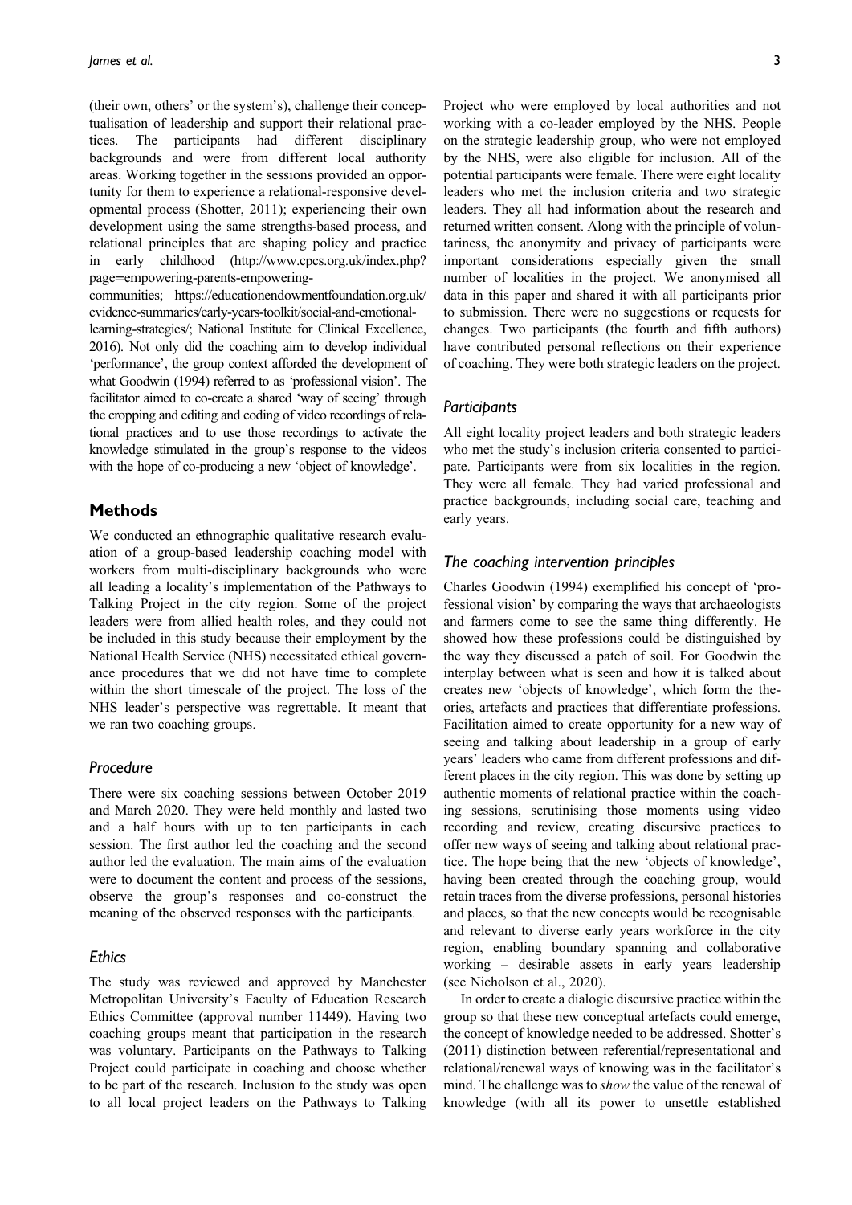(their own, others' or the system's), challenge their conceptualisation of leadership and support their relational practices. The participants had different disciplinary backgrounds and were from different local authority areas. Working together in the sessions provided an opportunity for them to experience a relational-responsive developmental process (Shotter, 2011); experiencing their own development using the same strengths-based process, and relational principles that are shaping policy and practice in early childhood (http://www.cpcs.org.uk/index.php?page=empowering-parents-empowering-communities; https://educationendowmentfoundation.org.uk/evidence-summaries/early-years-toolkit/social-and-emotional-learning-strategies/; National Institute for Clinical Excellence, 2016). Not only did the coaching aim to develop individual 'performance', the group context afforded the development of what Goodwin (1994) referred to as 'professional vision'. The facilitator aimed to co-create a shared 'way of seeing' through the cropping and editing and coding of video recordings of relational practices and to use those recordings to activate the knowledge stimulated in the group's response to the videos with the hope of co-producing a new 'object of knowledge'.

## Methods

We conducted an ethnographic qualitative research evaluation of a group-based leadership coaching model with workers from multi-disciplinary backgrounds who were all leading a locality's implementation of the Pathways to Talking Project in the city region. Some of the project leaders were from allied health roles, and they could not be included in this study because their employment by the National Health Service (NHS) necessitated ethical governance procedures that we did not have time to complete within the short timescale of the project. The loss of the NHS leader's perspective was regrettable. It meant that we ran two coaching groups.

### *Procedure*

There were six coaching sessions between October 2019 and March 2020. They were held monthly and lasted two and a half hours with up to ten participants in each session. The first author led the coaching and the second author led the evaluation. The main aims of the evaluation were to document the content and process of the sessions, observe the group's responses and co-construct the meaning of the observed responses with the participants.

### *Ethics*

The study was reviewed and approved by Manchester Metropolitan University's Faculty of Education Research Ethics Committee (approval number 11449). Having two coaching groups meant that participation in the research was voluntary. Participants on the Pathways to Talking Project could participate in coaching and choose whether to be part of the research. Inclusion to the study was open to all local project leaders on the Pathways to Talking Project who were employed by local authorities and not working with a co-leader employed by the NHS. People on the strategic leadership group, who were not employed by the NHS, were also eligible for inclusion. All of the potential participants were female. There were eight locality leaders who met the inclusion criteria and two strategic leaders. They all had information about the research and returned written consent. Along with the principle of voluntariness, the anonymity and privacy of participants were important considerations especially given the small number of localities in the project. We anonymised all data in this paper and shared it with all participants prior to submission. There were no suggestions or requests for changes. Two participants (the fourth and fifth authors) have contributed personal reflections on their experience of coaching. They were both strategic leaders on the project.

### *Participants*

All eight locality project leaders and both strategic leaders who met the study's inclusion criteria consented to participate. Participants were from six localities in the region. They were all female. They had varied professional and practice backgrounds, including social care, teaching and early years.

### *The coaching intervention principles*

Charles Goodwin (1994) exemplified his concept of 'professional vision' by comparing the ways that archaeologists and farmers come to see the same thing differently. He showed how these professions could be distinguished by the way they discussed a patch of soil. For Goodwin the interplay between what is seen and how it is talked about creates new 'objects of knowledge', which form the theories, artefacts and practices that differentiate professions. Facilitation aimed to create opportunity for a new way of seeing and talking about leadership in a group of early years' leaders who came from different professions and different places in the city region. This was done by setting up authentic moments of relational practice within the coaching sessions, scrutinising those moments using video recording and review, creating discursive practices to offer new ways of seeing and talking about relational practice. The hope being that the new 'objects of knowledge', having been created through the coaching group, would retain traces from the diverse professions, personal histories and places, so that the new concepts would be recognisable and relevant to diverse early years workforce in the city region, enabling boundary spanning and collaborative working – desirable assets in early years leadership (see Nicholson et al., 2020).

In order to create a dialogic discursive practice within the group so that these new conceptual artefacts could emerge, the concept of knowledge needed to be addressed. Shotter's (2011) distinction between referential/representational and relational/renewal ways of knowing was in the facilitator's mind. The challenge was to *show* the value of the renewal of knowledge (with all its power to unsettle established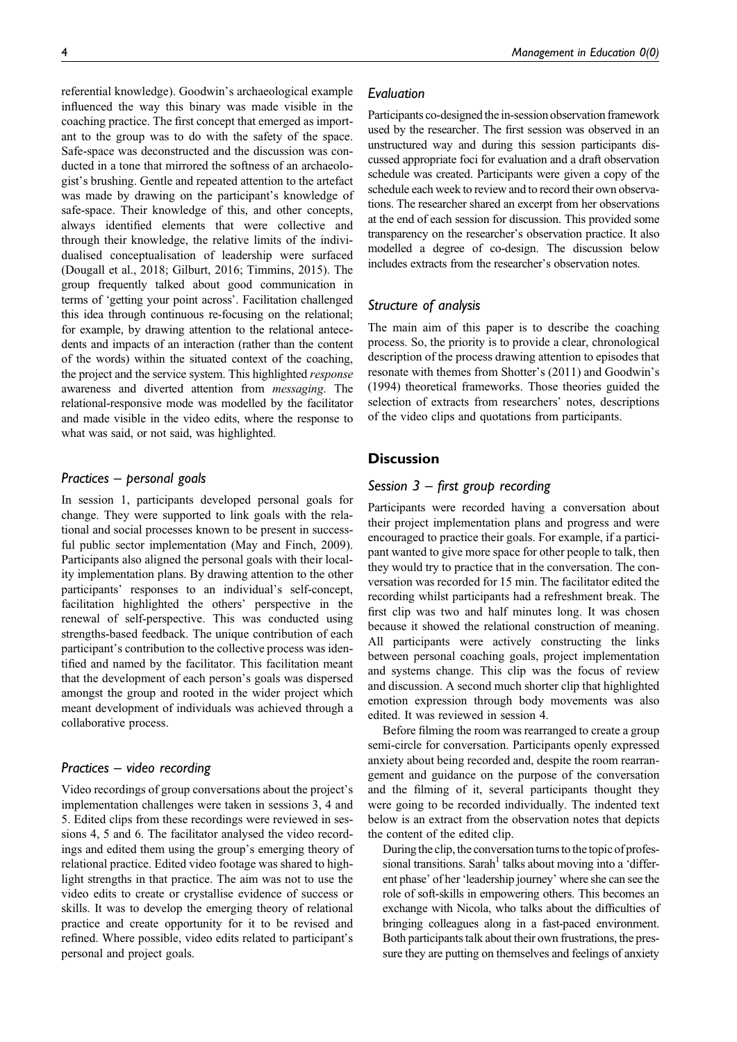referential knowledge). Goodwin's archaeological example influenced the way this binary was made visible in the coaching practice. The first concept that emerged as important to the group was to do with the safety of the space. Safe-space was deconstructed and the discussion was conducted in a tone that mirrored the softness of an archaeologist's brushing. Gentle and repeated attention to the artefact was made by drawing on the participant's knowledge of safe-space. Their knowledge of this, and other concepts, always identified elements that were collective and through their knowledge, the relative limits of the individualised conceptualisation of leadership were surfaced (Dougall et al., 2018; Gilburt, 2016; Timmins, 2015). The group frequently talked about good communication in terms of 'getting your point across'. Facilitation challenged this idea through continuous re-focusing on the relational; for example, by drawing attention to the relational antecedents and impacts of an interaction (rather than the content of the words) within the situated context of the coaching, the project and the service system. This highlighted *response* awareness and diverted attention from *messaging*. The relational-responsive mode was modelled by the facilitator and made visible in the video edits, where the response to what was said, or not said, was highlighted.

### *Practices – personal goals*

In session 1, participants developed personal goals for change. They were supported to link goals with the relational and social processes known to be present in successful public sector implementation (May and Finch, 2009). Participants also aligned the personal goals with their locality implementation plans. By drawing attention to the other participants' responses to an individual's self-concept, facilitation highlighted the others' perspective in the renewal of self-perspective. This was conducted using strengths-based feedback. The unique contribution of each participant's contribution to the collective process was identified and named by the facilitator. This facilitation meant that the development of each person's goals was dispersed amongst the group and rooted in the wider project which meant development of individuals was achieved through a collaborative process.

### *Practices – video recording*

Video recordings of group conversations about the project's implementation challenges were taken in sessions 3, 4 and 5. Edited clips from these recordings were reviewed in sessions 4, 5 and 6. The facilitator analysed the video recordings and edited them using the group's emerging theory of relational practice. Edited video footage was shared to highlight strengths in that practice. The aim was not to use the video edits to create or crystallise evidence of success or skills. It was to develop the emerging theory of relational practice and create opportunity for it to be revised and refined. Where possible, video edits related to participant's personal and project goals.

### *Evaluation*

Participants co-designed the in-session observation framework used by the researcher. The first session was observed in an unstructured way and during this session participants discussed appropriate foci for evaluation and a draft observation schedule was created. Participants were given a copy of the schedule each week to review and to record their own observations. The researcher shared an excerpt from her observations at the end of each session for discussion. This provided some transparency on the researcher's observation practice. It also modelled a degree of co-design. The discussion below includes extracts from the researcher's observation notes.

### *Structure of analysis*

The main aim of this paper is to describe the coaching process. So, the priority is to provide a clear, chronological description of the process drawing attention to episodes that resonate with themes from Shotter's (2011) and Goodwin's (1994) theoretical frameworks. Those theories guided the selection of extracts from researchers' notes, descriptions of the video clips and quotations from participants.

## Discussion

### *Session 3 – first group recording*

Participants were recorded having a conversation about their project implementation plans and progress and were encouraged to practice their goals. For example, if a participant wanted to give more space for other people to talk, then they would try to practice that in the conversation. The conversation was recorded for 15 min. The facilitator edited the recording whilst participants had a refreshment break. The first clip was two and half minutes long. It was chosen because it showed the relational construction of meaning. All participants were actively constructing the links between personal coaching goals, project implementation and systems change. This clip was the focus of review and discussion. A second much shorter clip that highlighted emotion expression through body movements was also edited. It was reviewed in session 4.

Before filming the room was rearranged to create a group semi-circle for conversation. Participants openly expressed anxiety about being recorded and, despite the room rearrangement and guidance on the purpose of the conversation and the filming of it, several participants thought they were going to be recorded individually. The indented text below is an extract from the observation notes that depicts the content of the edited clip.

> During the clip, the conversation turns to the topic of professional transitions. Sarah[1] talks about moving into a 'different phase' of her 'leadership journey' where she can see the role of soft-skills in empowering others. This becomes an exchange with Nicola, who talks about the difficulties of bringing colleagues along in a fast-paced environment. Both participants talk about their own frustrations, the pressure they are putting on themselves and feelings of anxiety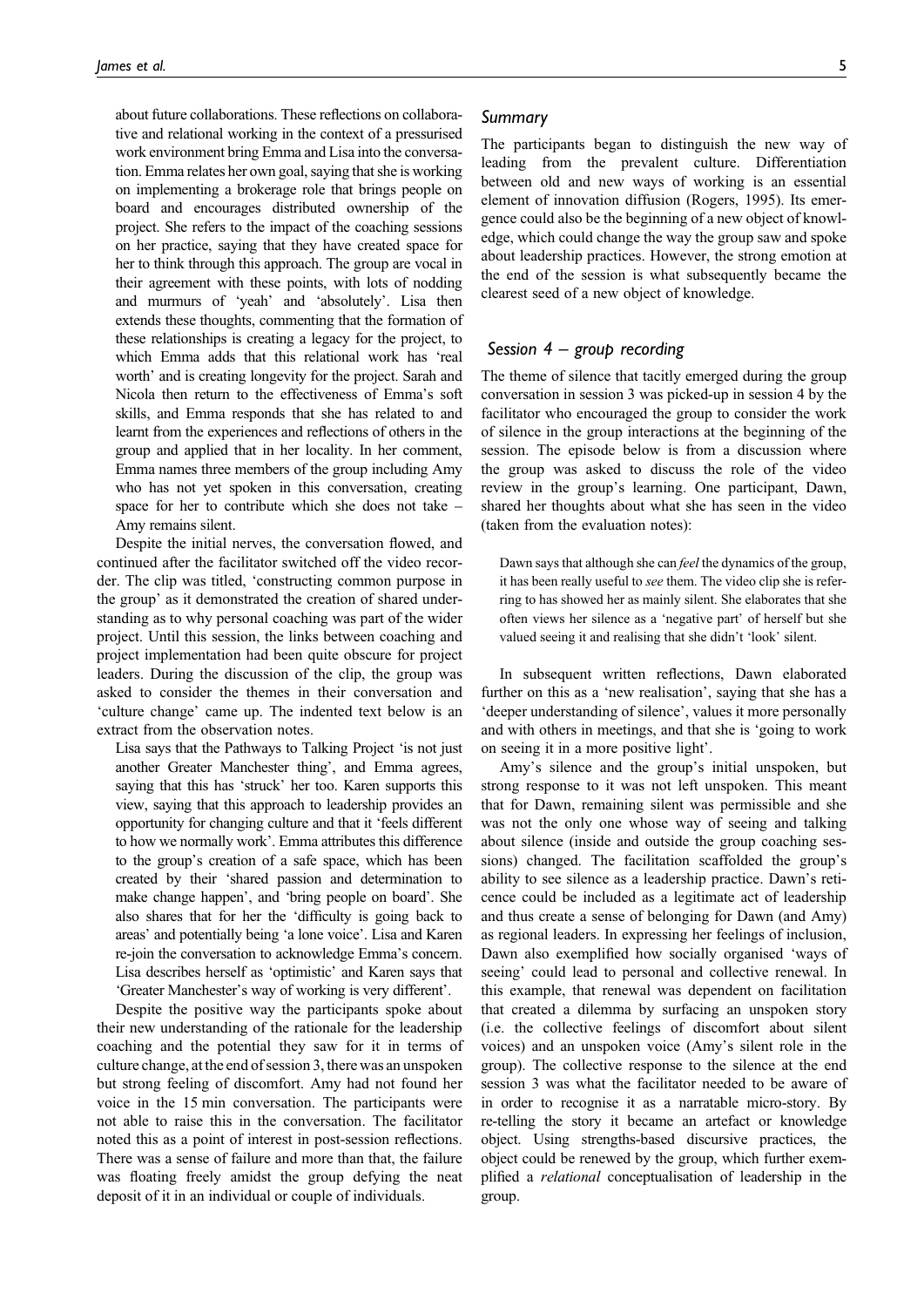about future collaborations. These reflections on collaborative and relational working in the context of a pressurised work environment bring Emma and Lisa into the conversation. Emma relates her own goal, saying that she is working on implementing a brokerage role that brings people on board and encourages distributed ownership of the project. She refers to the impact of the coaching sessions on her practice, saying that they have created space for her to think through this approach. The group are vocal in their agreement with these points, with lots of nodding and murmurs of 'yeah' and 'absolutely'. Lisa then extends these thoughts, commenting that the formation of these relationships is creating a legacy for the project, to which Emma adds that this relational work has 'real worth' and is creating longevity for the project. Sarah and Nicola then return to the effectiveness of Emma's soft skills, and Emma responds that she has related to and learnt from the experiences and reflections of others in the group and applied that in her locality. In her comment, Emma names three members of the group including Amy who has not yet spoken in this conversation, creating space for her to contribute which she does not take – Amy remains silent.

Despite the initial nerves, the conversation flowed, and continued after the facilitator switched off the video recorder. The clip was titled, 'constructing common purpose in the group' as it demonstrated the creation of shared understanding as to why personal coaching was part of the wider project. Until this session, the links between coaching and project implementation had been quite obscure for project leaders. During the discussion of the clip, the group was asked to consider the themes in their conversation and 'culture change' came up. The indented text below is an extract from the observation notes.

> Lisa says that the Pathways to Talking Project 'is not just another Greater Manchester thing', and Emma agrees, saying that this has 'struck' her too. Karen supports this view, saying that this approach to leadership provides an opportunity for changing culture and that it 'feels different to how we normally work'. Emma attributes this difference to the group's creation of a safe space, which has been created by their 'shared passion and determination to make change happen', and 'bring people on board'. She also shares that for her the 'difficulty is going back to areas' and potentially being 'a lone voice'. Lisa and Karen re-join the conversation to acknowledge Emma's concern. Lisa describes herself as 'optimistic' and Karen says that 'Greater Manchester's way of working is very different'.

Despite the positive way the participants spoke about their new understanding of the rationale for the leadership coaching and the potential they saw for it in terms of culture change, at the end of session 3, there was an unspoken but strong feeling of discomfort. Amy had not found her voice in the 15 min conversation. The participants were not able to raise this in the conversation. The facilitator noted this as a point of interest in post-session reflections. There was a sense of failure and more than that, the failure was floating freely amidst the group defying the neat deposit of it in an individual or couple of individuals.

### Summary

The participants began to distinguish the new way of leading from the prevalent culture. Differentiation between old and new ways of working is an essential element of innovation diffusion (Rogers, 1995). Its emergence could also be the beginning of a new object of knowledge, which could change the way the group saw and spoke about leadership practices. However, the strong emotion at the end of the session is what subsequently became the clearest seed of a new object of knowledge.

### Session 4 – group recording

The theme of silence that tacitly emerged during the group conversation in session 3 was picked-up in session 4 by the facilitator who encouraged the group to consider the work of silence in the group interactions at the beginning of the session. The episode below is from a discussion where the group was asked to discuss the role of the video review in the group's learning. One participant, Dawn, shared her thoughts about what she has seen in the video (taken from the evaluation notes):

> Dawn says that although she can *feel* the dynamics of the group, it has been really useful to *see* them. The video clip she is referring to has showed her as mainly silent. She elaborates that she often views her silence as a 'negative part' of herself but she valued seeing it and realising that she didn't 'look' silent.

In subsequent written reflections, Dawn elaborated further on this as a 'new realisation', saying that she has a 'deeper understanding of silence', values it more personally and with others in meetings, and that she is 'going to work on seeing it in a more positive light'.

Amy's silence and the group's initial unspoken, but strong response to it was not left unspoken. This meant that for Dawn, remaining silent was permissible and she was not the only one whose way of seeing and talking about silence (inside and outside the group coaching sessions) changed. The facilitation scaffolded the group's ability to see silence as a leadership practice. Dawn's reticence could be included as a legitimate act of leadership and thus create a sense of belonging for Dawn (and Amy) as regional leaders. In expressing her feelings of inclusion, Dawn also exemplified how socially organised 'ways of seeing' could lead to personal and collective renewal. In this example, that renewal was dependent on facilitation that created a dilemma by surfacing an unspoken story (i.e. the collective feelings of discomfort about silent voices) and an unspoken voice (Amy's silent role in the group). The collective response to the silence at the end session 3 was what the facilitator needed to be aware of in order to recognise it as a narratable micro-story. By re-telling the story it became an artefact or knowledge object. Using strengths-based discursive practices, the object could be renewed by the group, which further exemplified a *relational* conceptualisation of leadership in the group.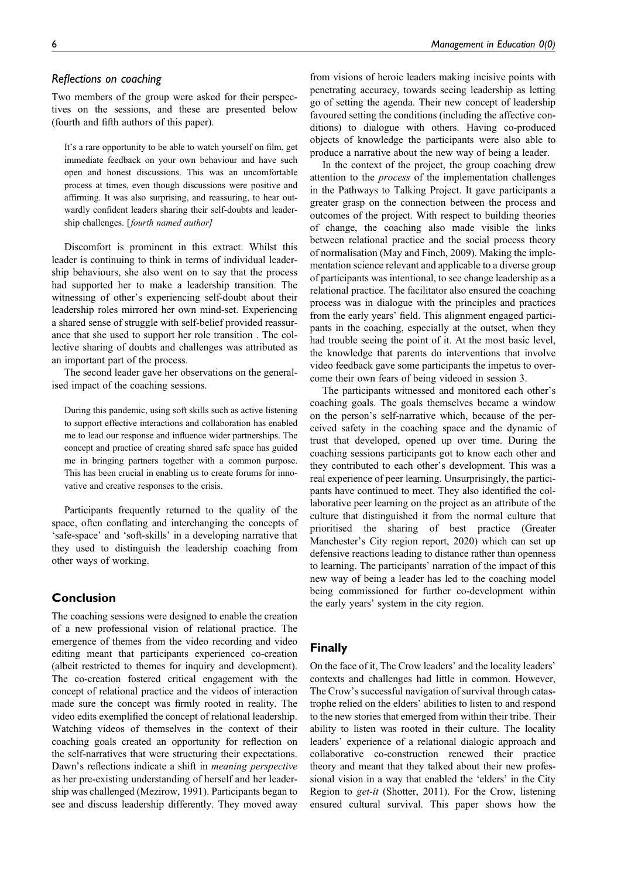### *Reflections on coaching*

Two members of the group were asked for their perspectives on the sessions, and these are presented below (fourth and fifth authors of this paper).

> It's a rare opportunity to be able to watch yourself on film, get immediate feedback on your own behaviour and have such open and honest discussions. This was an uncomfortable process at times, even though discussions were positive and affirming. It was also surprising, and reassuring, to hear outwardly confident leaders sharing their self-doubts and leadership challenges. [*fourth named author*]

Discomfort is prominent in this extract. Whilst this leader is continuing to think in terms of individual leadership behaviours, she also went on to say that the process had supported her to make a leadership transition. The witnessing of other's experiencing self-doubt about their leadership roles mirrored her own mind-set. Experiencing a shared sense of struggle with self-belief provided reassurance that she used to support her role transition . The collective sharing of doubts and challenges was attributed as an important part of the process.

The second leader gave her observations on the generalised impact of the coaching sessions.

> During this pandemic, using soft skills such as active listening to support effective interactions and collaboration has enabled me to lead our response and influence wider partnerships. The concept and practice of creating shared safe space has guided me in bringing partners together with a common purpose. This has been crucial in enabling us to create forums for innovative and creative responses to the crisis.

Participants frequently returned to the quality of the space, often conflating and interchanging the concepts of 'safe-space' and 'soft-skills' in a developing narrative that they used to distinguish the leadership coaching from other ways of working.

## Conclusion

The coaching sessions were designed to enable the creation of a new professional vision of relational practice. The emergence of themes from the video recording and video editing meant that participants experienced co-creation (albeit restricted to themes for inquiry and development). The co-creation fostered critical engagement with the concept of relational practice and the videos of interaction made sure the concept was firmly rooted in reality. The video edits exemplified the concept of relational leadership. Watching videos of themselves in the context of their coaching goals created an opportunity for reflection on the self-narratives that were structuring their expectations. Dawn's reflections indicate a shift in *meaning perspective* as her pre-existing understanding of herself and her leadership was challenged (Mezirow, 1991). Participants began to see and discuss leadership differently. They moved away from visions of heroic leaders making incisive points with penetrating accuracy, towards seeing leadership as letting go of setting the agenda. Their new concept of leadership favoured setting the conditions (including the affective conditions) to dialogue with others. Having co-produced objects of knowledge the participants were also able to produce a narrative about the new way of being a leader.

In the context of the project, the group coaching drew attention to the *process* of the implementation challenges in the Pathways to Talking Project. It gave participants a greater grasp on the connection between the process and outcomes of the project. With respect to building theories of change, the coaching also made visible the links between relational practice and the social process theory of normalisation (May and Finch, 2009). Making the implementation science relevant and applicable to a diverse group of participants was intentional, to see change leadership as a relational practice. The facilitator also ensured the coaching process was in dialogue with the principles and practices from the early years' field. This alignment engaged participants in the coaching, especially at the outset, when they had trouble seeing the point of it. At the most basic level, the knowledge that parents do interventions that involve video feedback gave some participants the impetus to overcome their own fears of being videoed in session 3.

The participants witnessed and monitored each other's coaching goals. The goals themselves became a window on the person's self-narrative which, because of the perceived safety in the coaching space and the dynamic of trust that developed, opened up over time. During the coaching sessions participants got to know each other and they contributed to each other's development. This was a real experience of peer learning. Unsurprisingly, the participants have continued to meet. They also identified the collaborative peer learning on the project as an attribute of the culture that distinguished it from the normal culture that prioritised the sharing of best practice (Greater Manchester's City region report, 2020) which can set up defensive reactions leading to distance rather than openness to learning. The participants' narration of the impact of this new way of being a leader has led to the coaching model being commissioned for further co-development within the early years' system in the city region.

## Finally

On the face of it, The Crow leaders' and the locality leaders' contexts and challenges had little in common. However, The Crow's successful navigation of survival through catastrophe relied on the elders' abilities to listen to and respond to the new stories that emerged from within their tribe. Their ability to listen was rooted in their culture. The locality leaders' experience of a relational dialogic approach and collaborative co-construction renewed their practice theory and meant that they talked about their new professional vision in a way that enabled the 'elders' in the City Region to *get-it* (Shotter, 2011). For the Crow, listening ensured cultural survival. This paper shows how the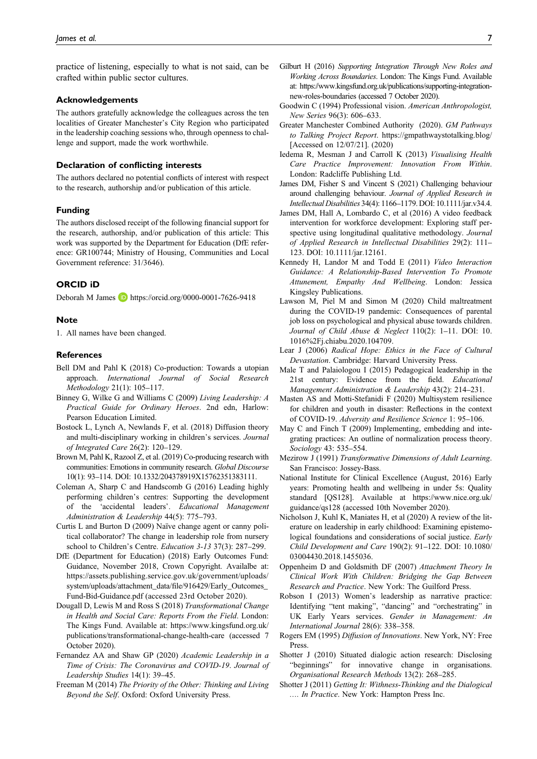practice of listening, especially to what is not said, can be crafted within public sector cultures.

## Acknowledgements

The authors gratefully acknowledge the colleagues across the ten localities of Greater Manchester's City Region who participated in the leadership coaching sessions who, through openness to challenge and support, made the work worthwhile.

## Declaration of conflicting interests

The authors declared no potential conflicts of interest with respect to the research, authorship and/or publication of this article.

## Funding

The authors disclosed receipt of the following financial support for the research, authorship, and/or publication of this article: This work was supported by the Department for Education (DfE reference: GR100744; Ministry of Housing, Communities and Local Government reference: 31/3646).

## ORCID iD

Deborah M James https://orcid.org/0000-0001-7626-9418

## Note

1. All names have been changed.

## References

Bell DM and Pahl K (2018) Co-production: Towards a utopian approach. *International Journal of Social Research Methodology* 21(1): 105–117.

Binney G, Wilke G and Williams C (2009) *Living Leadership: A Practical Guide for Ordinary Heroes*. 2nd edn, Harlow: Pearson Education Limited.

Bostock L, Lynch A, Newlands F, et al. (2018) Diffusion theory and multi-disciplinary working in children's services. *Journal of Integrated Care* 26(2): 120–129.

Brown M, Pahl K, Razool Z, et al. (2019) Co-producing research with communities: Emotions in community research. *Global Discourse* 10(1): 93–114. DOI: 10.1332/204378919X15762351383111.

Coleman A, Sharp C and Handscomb G (2016) Leading highly performing children's centres: Supporting the development of the 'accidental leaders'. *Educational Management Administration & Leadership* 44(5): 775–793.

Curtis L and Burton D (2009) Naïve change agent or canny political collaborator? The change in leadership role from nursery school to Children's Centre. *Education 3-13* 37(3): 287–299.

DfE (Department for Education) (2018) Early Outcomes Fund: Guidance, November 2018, Crown Copyright. Availalbe at: https://assets.publishing.service.gov.uk/government/uploads/system/uploads/attachment_data/file/916429/Early_Outcomes_Fund-Bid-Guidance.pdf (accessed 23rd October 2020).

Dougall D, Lewis M and Ross S (2018) *Transformational Change in Health and Social Care: Reports From the Field*. London: The Kings Fund. Available at: https://www.kingsfund.org.uk/publications/transformational-change-health-care (accessed 7 October 2020).

Fernandez AA and Shaw GP (2020) *Academic Leadership in a Time of Crisis: The Coronavirus and COVID-19*. *Journal of Leadership Studies* 14(1): 39–45.

Freeman M (2014) *The Priority of the Other: Thinking and Living Beyond the Self*. Oxford: Oxford University Press.

Gilburt H (2016) *Supporting Integration Through New Roles and Working Across Boundaries*. London: The Kings Fund. Available at: https://www.kingsfund.org.uk/publications/supporting-integration-new-roles-boundaries (accessed 7 October 2020).

Goodwin C (1994) Professional vision. *American Anthropologist, New Series* 96(3): 606–633.

Greater Manchester Combined Authority (2020). *GM Pathways to Talking Project Report*. https://gmpathwaystotalking.blog/ [Accessed on 12/07/21]. (2020)

Iedema R, Mesman J and Carroll K (2013) *Visualising Health Care Practice Improvement: Innovation From Within*. London: Radcliffe Publishing Ltd.

James DM, Fisher S and Vincent S (2021) Challenging behaviour around challenging behaviour. *Journal of Applied Research in Intellectual Disabilities* 34(4): 1166–1179. DOI: 10.1111/jar.v34.4.

James DM, Hall A, Lombardo C, et al (2016) A video feedback intervention for workforce development: Exploring staff perspective using longitudinal qualitative methodology. *Journal of Applied Research in Intellectual Disabilities* 29(2): 111–123. DOI: 10.1111/jar.12161.

Kennedy H, Landor M and Todd E (2011) *Video Interaction Guidance: A Relationship-Based Intervention To Promote Attunement, Empathy And Wellbeing*. London: Jessica Kingsley Publications.

Lawson M, Piel M and Simon M (2020) Child maltreatment during the COVID-19 pandemic: Consequences of parental job loss on psychological and physical abuse towards children. *Journal of Child Abuse & Neglect* 110(2): 1–11. DOI: 10.1016%2Fj.chiabu.2020.104709.

Lear J (2006) *Radical Hope: Ethics in the Face of Cultural Devastation*. Cambridge: Harvard University Press.

Male T and Palaiologou I (2015) Pedagogical leadership in the 21st century: Evidence from the field. *Educational Management Administration & Leadership* 43(2): 214–231.

Masten AS and Motti-Stefanidi F (2020) Multisystem resilience for children and youth in disaster: Reflections in the context of COVID-19. *Adversity and Resilience Science* 1: 95–106.

May C and Finch T (2009) Implementing, embedding and integrating practices: An outline of normalization process theory. *Sociology* 43: 535–554.

Mezirow J (1991) *Transformative Dimensions of Adult Learning*. San Francisco: Jossey-Bass.

National Institute for Clinical Excellence (August, 2016) Early years: Promoting health and wellbeing in under 5s: Quality standard [QS128]. Available at https://www.nice.org.uk/guidance/qs128 (accessed 10th November 2020).

Nicholson J, Kuhl K, Maniates H, et al (2020) A review of the literature on leadership in early childhood: Examining epistemological foundations and considerations of social justice. *Early Child Development and Care* 190(2): 91–122. DOI: 10.1080/03004430.2018.1455036.

Oppenheim D and Goldsmith DF (2007) *Attachment Theory In Clinical Work With Children: Bridging the Gap Between Research and Practice*. New York: The Guilford Press.

Robson I (2013) Women's leadership as narrative practice: Identifying "tent making", "dancing" and "orchestrating" in UK Early Years services. *Gender in Management: An International Journal* 28(6): 338–358.

Rogers EM (1995) *Diffusion of Innovations*. New York, NY: Free Press.

Shotter J (2010) Situated dialogic action research: Disclosing "beginnings" for innovative change in organisations. *Organisational Research Methods* 13(2): 268–285.

Shotter J (2011) *Getting It: Withness-Thinking and the Dialogical …. In Practice*. New York: Hampton Press Inc.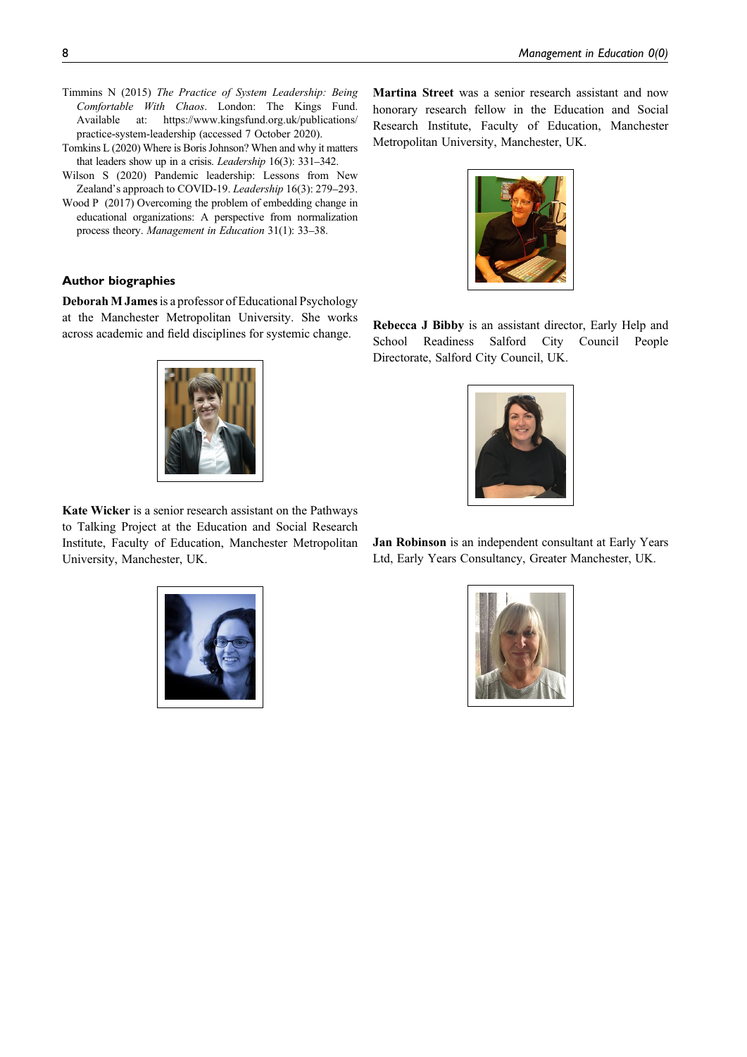Timmins N (2015) *The Practice of System Leadership: Being Comfortable With Chaos*. London: The Kings Fund. Available at: https://www.kingsfund.org.uk/publications/practice-system-leadership (accessed 7 October 2020).

Tomkins L (2020) Where is Boris Johnson? When and why it matters that leaders show up in a crisis. *Leadership* 16(3): 331–342.

Wilson S (2020) Pandemic leadership: Lessons from New Zealand's approach to COVID-19. *Leadership* 16(3): 279–293.

Wood P (2017) Overcoming the problem of embedding change in educational organizations: A perspective from normalization process theory. *Management in Education* 31(1): 33–38.

## Author biographies

**Deborah M James** is a professor of Educational Psychology at the Manchester Metropolitan University. She works across academic and field disciplines for systemic change.

**Kate Wicker** is a senior research assistant on the Pathways to Talking Project at the Education and Social Research Institute, Faculty of Education, Manchester Metropolitan University, Manchester, UK.

**Martina Street** was a senior research assistant and now honorary research fellow in the Education and Social Research Institute, Faculty of Education, Manchester Metropolitan University, Manchester, UK.

**Rebecca J Bibby** is an assistant director, Early Help and School Readiness Salford City Council People Directorate, Salford City Council, UK.

**Jan Robinson** is an independent consultant at Early Years Ltd, Early Years Consultancy, Greater Manchester, UK.